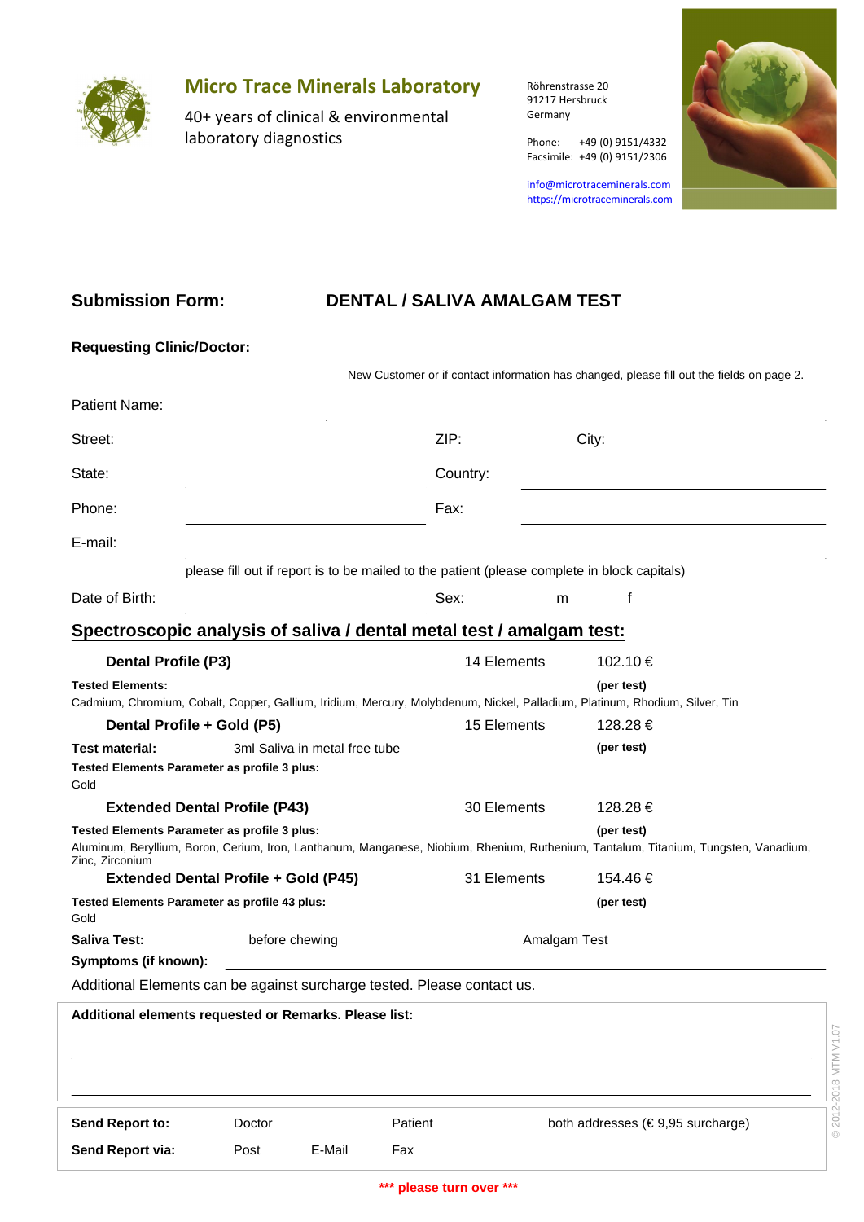# Micro Trace Minerals Laboratory

40+ years of clinical & environmental laboratory diagnostics

Röhrenstrasse 20
91217 Hersbruck
Germany

Phone: +49 (0) 9151/4332
Facsimile: +49 (0) 9151/2306

info@microtraceminerals.com
https://microtraceminerals.com

## Submission Form: DENTAL / SALIVA AMALGAM TEST

**Requesting Clinic/Doctor:** ______________________________

New Customer or if contact information has changed, please fill out the fields on page 2.

Patient Name:

Street: ____________________ ZIP: ________ City: ____________________

State: ____________________ Country: ____________________

Phone: ____________________ Fax: ____________________

E-mail:

please fill out if report is to be mailed to the patient (please complete in block capitals)

Date of Birth: Sex: m f

## Spectroscopic analysis of saliva / dental metal test / amalgam test:

**Dental Profile (P3)** — 14 Elements — 102.10 € **(per test)**

**Tested Elements:**
Cadmium, Chromium, Cobalt, Copper, Gallium, Iridium, Mercury, Molybdenum, Nickel, Palladium, Platinum, Rhodium, Silver, Tin

**Dental Profile + Gold (P5)** — 15 Elements — 128.28 € **(per test)**

**Test material:** 3ml Saliva in metal free tube

**Tested Elements Parameter as profile 3 plus:**
Gold

**Extended Dental Profile (P43)** — 30 Elements — 128.28 € **(per test)**

**Tested Elements Parameter as profile 3 plus:**
Aluminum, Beryllium, Boron, Cerium, Iron, Lanthanum, Manganese, Niobium, Rhenium, Ruthenium, Tantalum, Titanium, Tungsten, Vanadium, Zinc, Zirconium

**Extended Dental Profile + Gold (P45)** — 31 Elements — 154.46 € **(per test)**

**Tested Elements Parameter as profile 43 plus:**
Gold

**Saliva Test:** before chewing Amalgam Test

**Symptoms (if known):** ______________________________

Additional Elements can be against surcharge tested. Please contact us.

**Additional elements requested or Remarks. Please list:**

______________________________

**Send Report to:** Doctor Patient both addresses (€ 9,95 surcharge)

**Send Report via:** Post E-Mail Fax

*** please turn over ***

© 2012-2018 MTM V1.07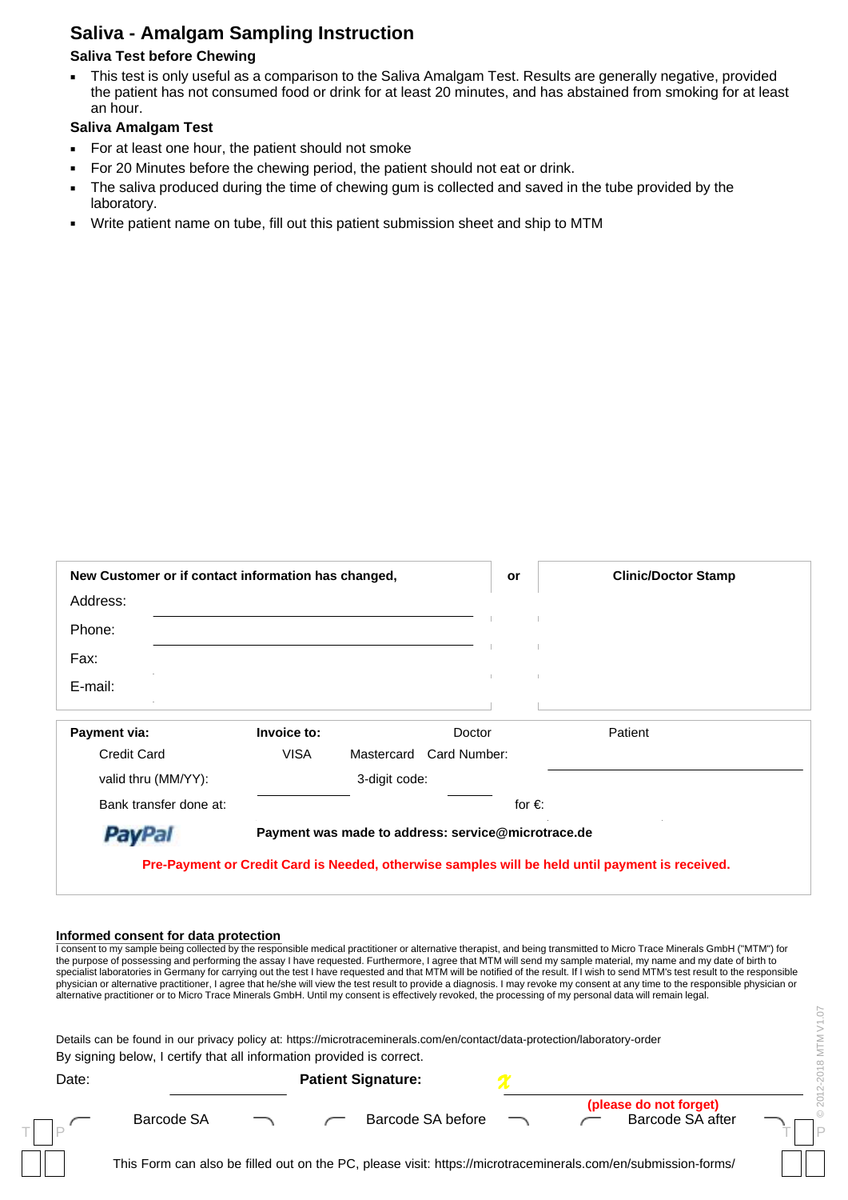## Saliva - Amalgam Sampling Instruction

### Saliva Test before Chewing

- This test is only useful as a comparison to the Saliva Amalgam Test. Results are generally negative, provided the patient has not consumed food or drink for at least 20 minutes, and has abstained from smoking for at least an hour.

### Saliva Amalgam Test

- For at least one hour, the patient should not smoke
- For 20 Minutes before the chewing period, the patient should not eat or drink.
- The saliva produced during the time of chewing gum is collected and saved in the tube provided by the laboratory.
- Write patient name on tube, fill out this patient submission sheet and ship to MTM

| **New Customer or if contact information has changed,** | **or** | **Clinic/Doctor Stamp** |
|---|---|---|
| Address: | | |
| Phone: | | |
| Fax: | | |
| E-mail: | | |

**Payment via:** **Invoice to:** Doctor Patient

Credit Card VISA Mastercard Card Number:

valid thru (MM/YY): 3-digit code:

Bank transfer done at: for €:

PayPal **Payment was made to address: service@microtrace.de**

**Pre-Payment or Credit Card is Needed, otherwise samples will be held until payment is received.**

**Informed consent for data protection**

I consent to my sample being collected by the responsible medical practitioner or alternative therapist, and being transmitted to Micro Trace Minerals GmbH ("MTM") for the purpose of possessing and performing the assay I have requested. Furthermore, I agree that MTM will send my sample material, my name and my date of birth to specialist laboratories in Germany for carrying out the test I have requested and that MTM will be notified of the result. If I wish to send MTM's test result to the responsible physician or alternative practitioner, I agree that he/she will view the test result to provide a diagnosis. I may revoke my consent at any time to the responsible physician or alternative practitioner or to Micro Trace Minerals GmbH. Until my consent is effectively revoked, the processing of my personal data will remain legal.

Details can be found in our privacy policy at: https://microtraceminerals.com/en/contact/data-protection/laboratory-order

By signing below, I certify that all information provided is correct.

Date: **Patient Signature:** x

Barcode SA Barcode SA before **(please do not forget)** Barcode SA after

This Form can also be filled out on the PC, please visit: https://microtraceminerals.com/en/submission-forms/